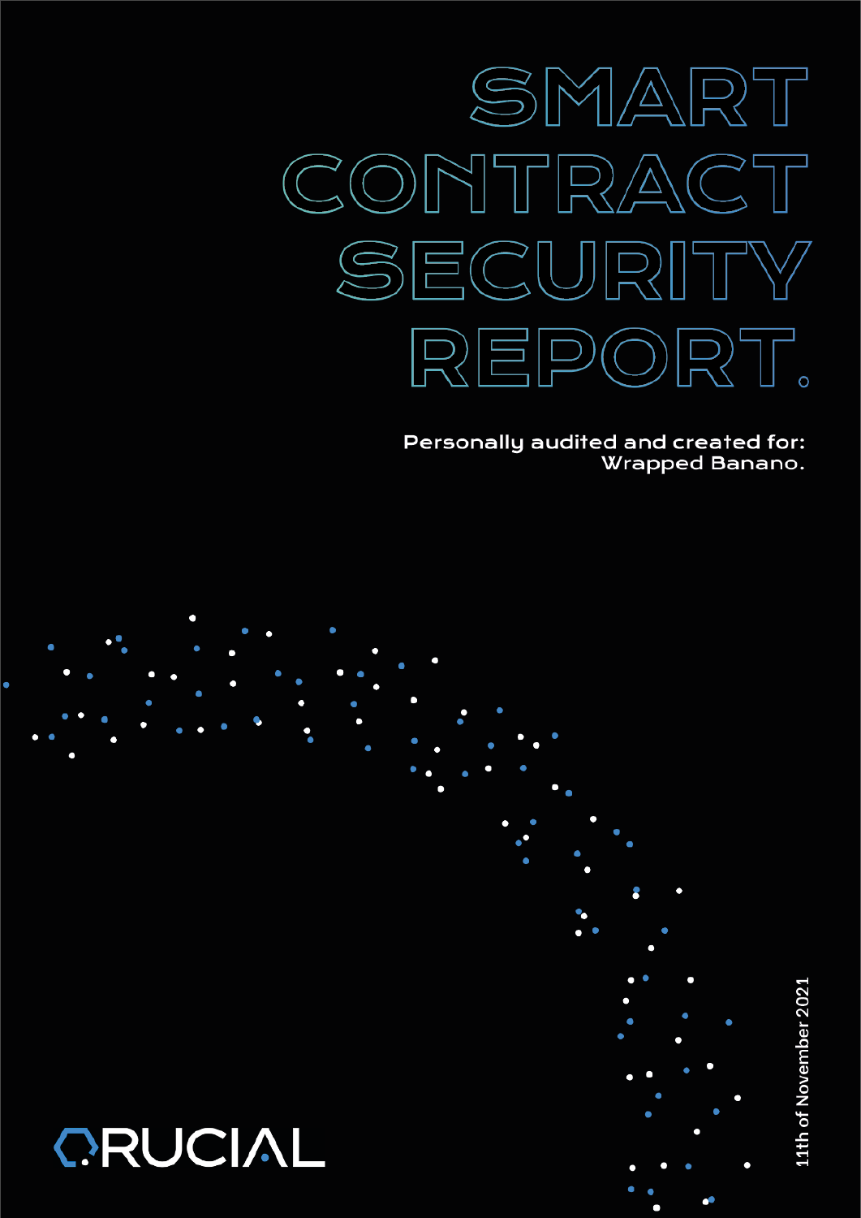# SMART CONTRACT SECURITY REPORT.

**Personally audited and created for:**
Wrapped Banano.

11th of November 2021

CRUCIAL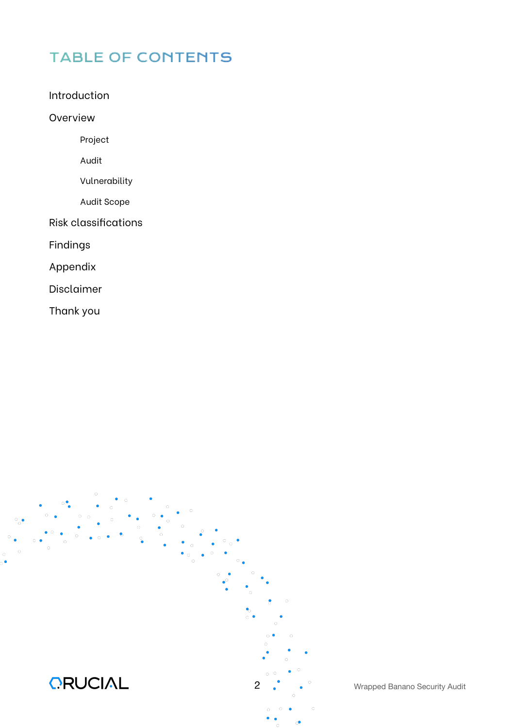# TABLE OF CONTENTS

Introduction

Overview

- Project
- Audit
- Vulnerability
- Audit Scope

Risk classifications

Findings

Appendix

Disclaimer

Thank you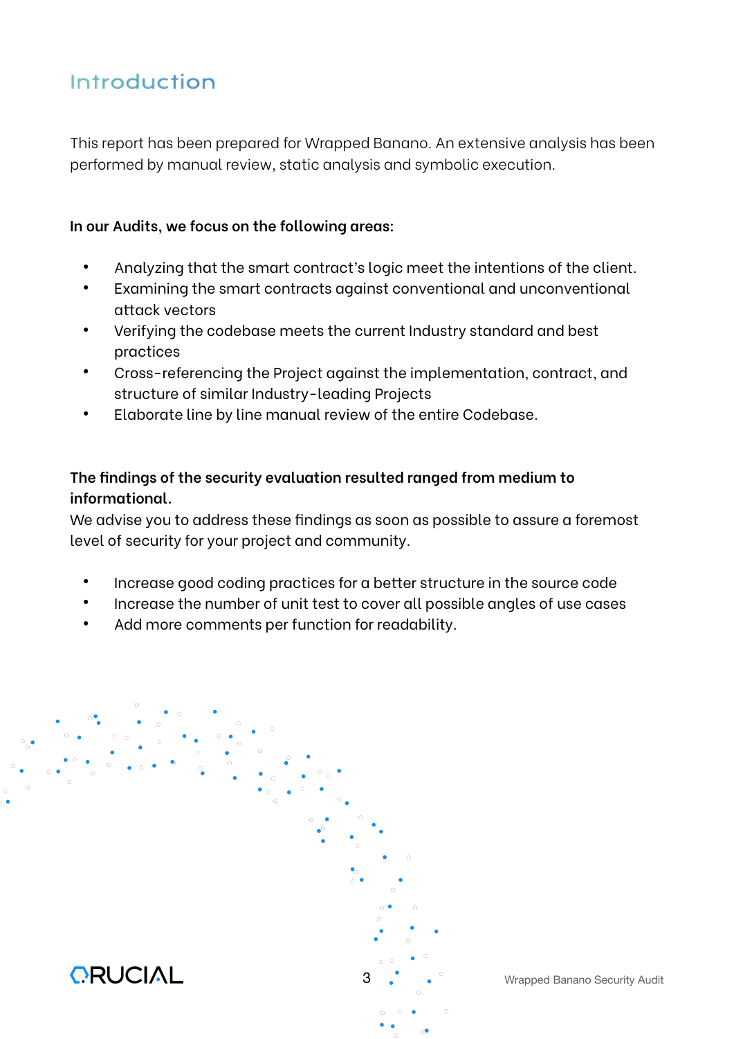# Introduction

This report has been prepared for Wrapped Banano. An extensive analysis has been performed by manual review, static analysis and symbolic execution.

**In our Audits, we focus on the following areas:**

- Analyzing that the smart contract's logic meet the intentions of the client.
- Examining the smart contracts against conventional and unconventional attack vectors
- Verifying the codebase meets the current Industry standard and best practices
- Cross-referencing the Project against the implementation, contract, and structure of similar Industry-leading Projects
- Elaborate line by line manual review of the entire Codebase.

**The findings of the security evaluation resulted ranged from medium to informational.**
We advise you to address these findings as soon as possible to assure a foremost level of security for your project and community.

- Increase good coding practices for a better structure in the source code
- Increase the number of unit test to cover all possible angles of use cases
- Add more comments per function for readability.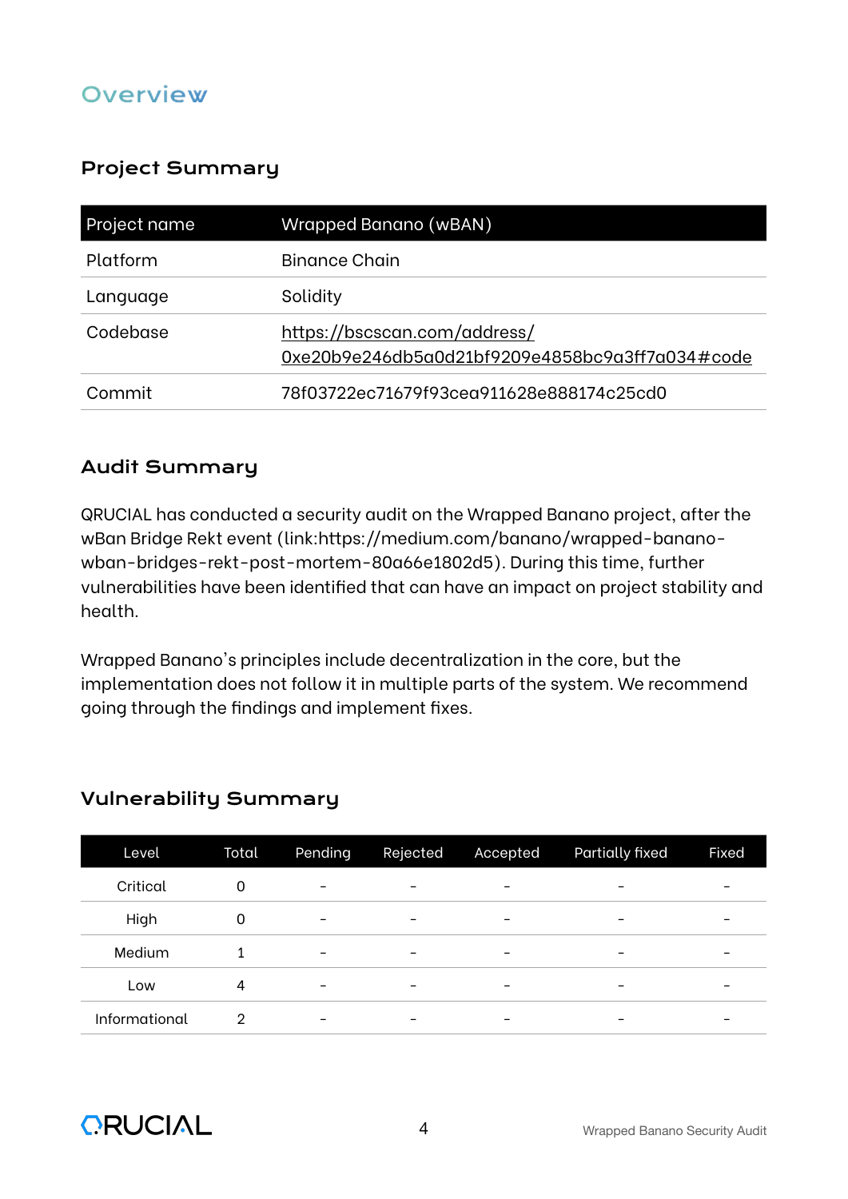# Overview

## Project Summary

| Project name | Wrapped Banano (wBAN) |
| --- | --- |
| Platform | Binance Chain |
| Language | Solidity |
| Codebase | https://bscscan.com/address/0xe20b9e246db5a0d21bf9209e4858bc9a3ff7a034#code |
| Commit | 78f03722ec71679f93cea911628e888174c25cd0 |

## Audit Summary

QRUCIAL has conducted a security audit on the Wrapped Banano project, after the wBan Bridge Rekt event (link:https://medium.com/banano/wrapped-banano-wban-bridges-rekt-post-mortem-80a66e1802d5). During this time, further vulnerabilities have been identified that can have an impact on project stability and health.

Wrapped Banano's principles include decentralization in the core, but the implementation does not follow it in multiple parts of the system. We recommend going through the findings and implement fixes.

## Vulnerability Summary

| Level | Total | Pending | Rejected | Accepted | Partially fixed | Fixed |
| --- | --- | --- | --- | --- | --- | --- |
| Critical | 0 | - | - | - | - | - |
| High | 0 | - | - | - | - | - |
| Medium | 1 | - | - | - | - | - |
| Low | 4 | - | - | - | - | - |
| Informational | 2 | - | - | - | - | - |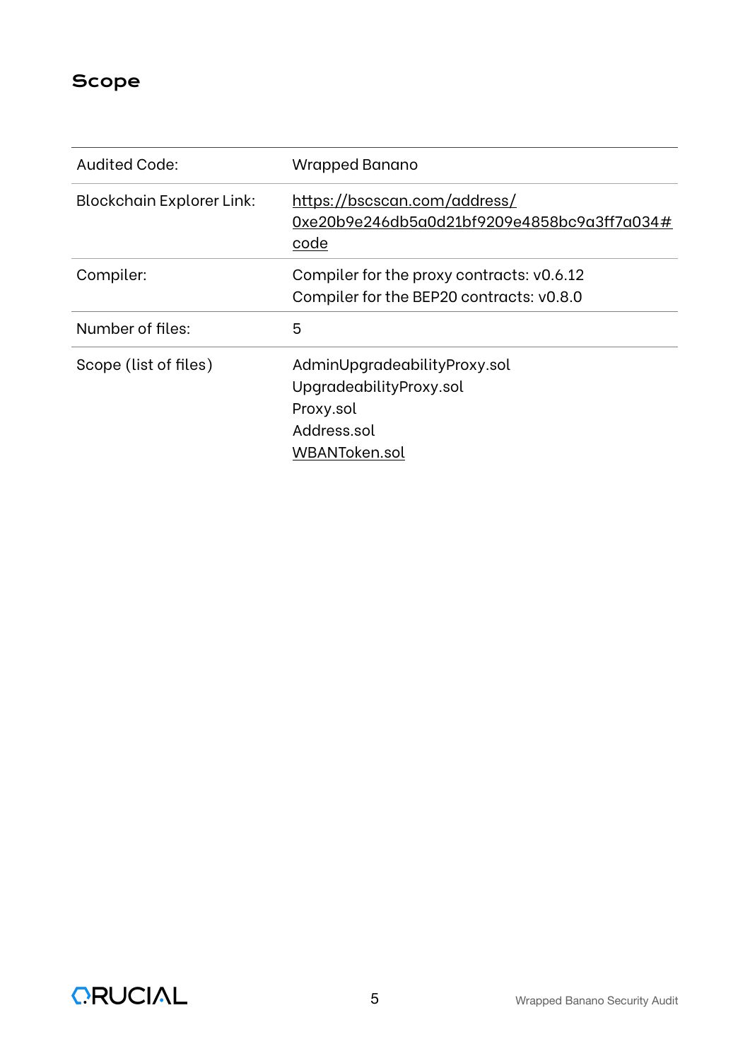## Scope

| | |
|---|---|
| Audited Code: | Wrapped Banano |
| Blockchain Explorer Link: | https://bscscan.com/address/0xe20b9e246db5a0d21bf9209e4858bc9a3ff7a034#code |
| Compiler: | Compiler for the proxy contracts: v0.6.12<br>Compiler for the BEP20 contracts: v0.8.0 |
| Number of files: | 5 |
| Scope (list of files) | AdminUpgradeabilityProxy.sol<br>UpgradeabilityProxy.sol<br>Proxy.sol<br>Address.sol<br>WBANToken.sol |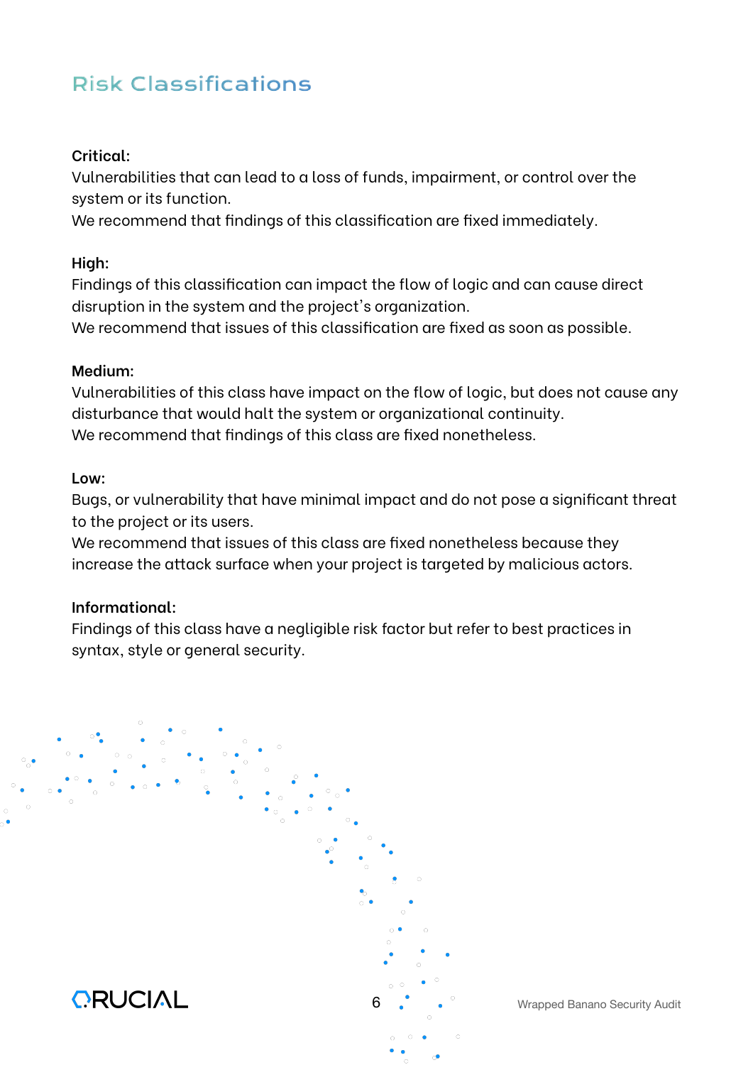# Risk Classifications

**Critical:**
Vulnerabilities that can lead to a loss of funds, impairment, or control over the system or its function.
We recommend that findings of this classification are fixed immediately.

**High:**
Findings of this classification can impact the flow of logic and can cause direct disruption in the system and the project's organization.
We recommend that issues of this classification are fixed as soon as possible.

**Medium:**
Vulnerabilities of this class have impact on the flow of logic, but does not cause any disturbance that would halt the system or organizational continuity.
We recommend that findings of this class are fixed nonetheless.

**Low:**
Bugs, or vulnerability that have minimal impact and do not pose a significant threat to the project or its users.
We recommend that issues of this class are fixed nonetheless because they increase the attack surface when your project is targeted by malicious actors.

**Informational:**
Findings of this class have a negligible risk factor but refer to best practices in syntax, style or general security.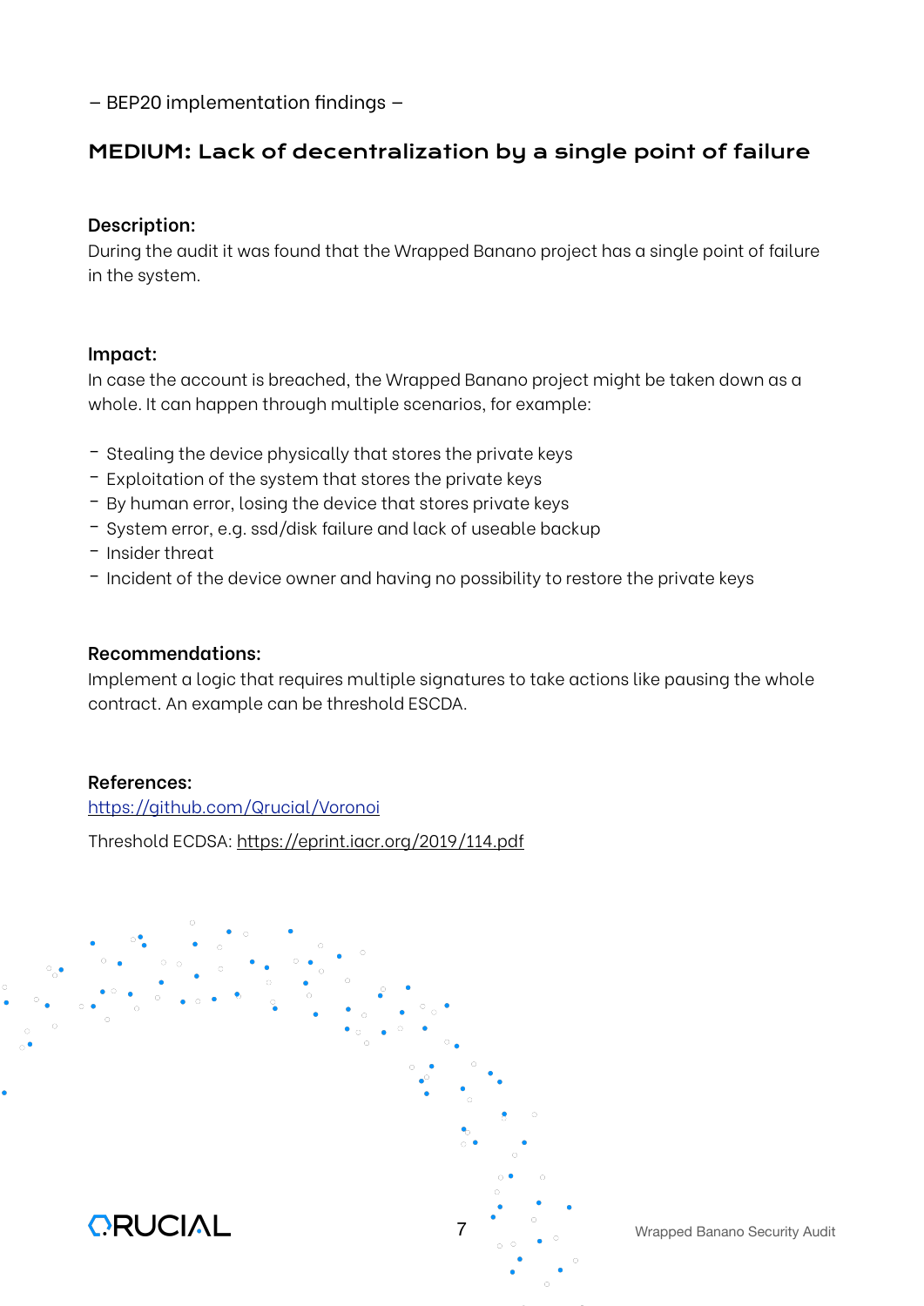– BEP20 implementation findings –

## MEDIUM: Lack of decentralization by a single point of failure

### Description:

During the audit it was found that the Wrapped Banano project has a single point of failure in the system.

### Impact:

In case the account is breached, the Wrapped Banano project might be taken down as a whole. It can happen through multiple scenarios, for example:

- Stealing the device physically that stores the private keys
- Exploitation of the system that stores the private keys
- By human error, losing the device that stores private keys
- System error, e.g. ssd/disk failure and lack of useable backup
- Insider threat
- Incident of the device owner and having no possibility to restore the private keys

### Recommendations:

Implement a logic that requires multiple signatures to take actions like pausing the whole contract. An example can be threshold ESCDA.

### References:

https://github.com/Qrucial/Voronoi

Threshold ECDSA: https://eprint.iacr.org/2019/114.pdf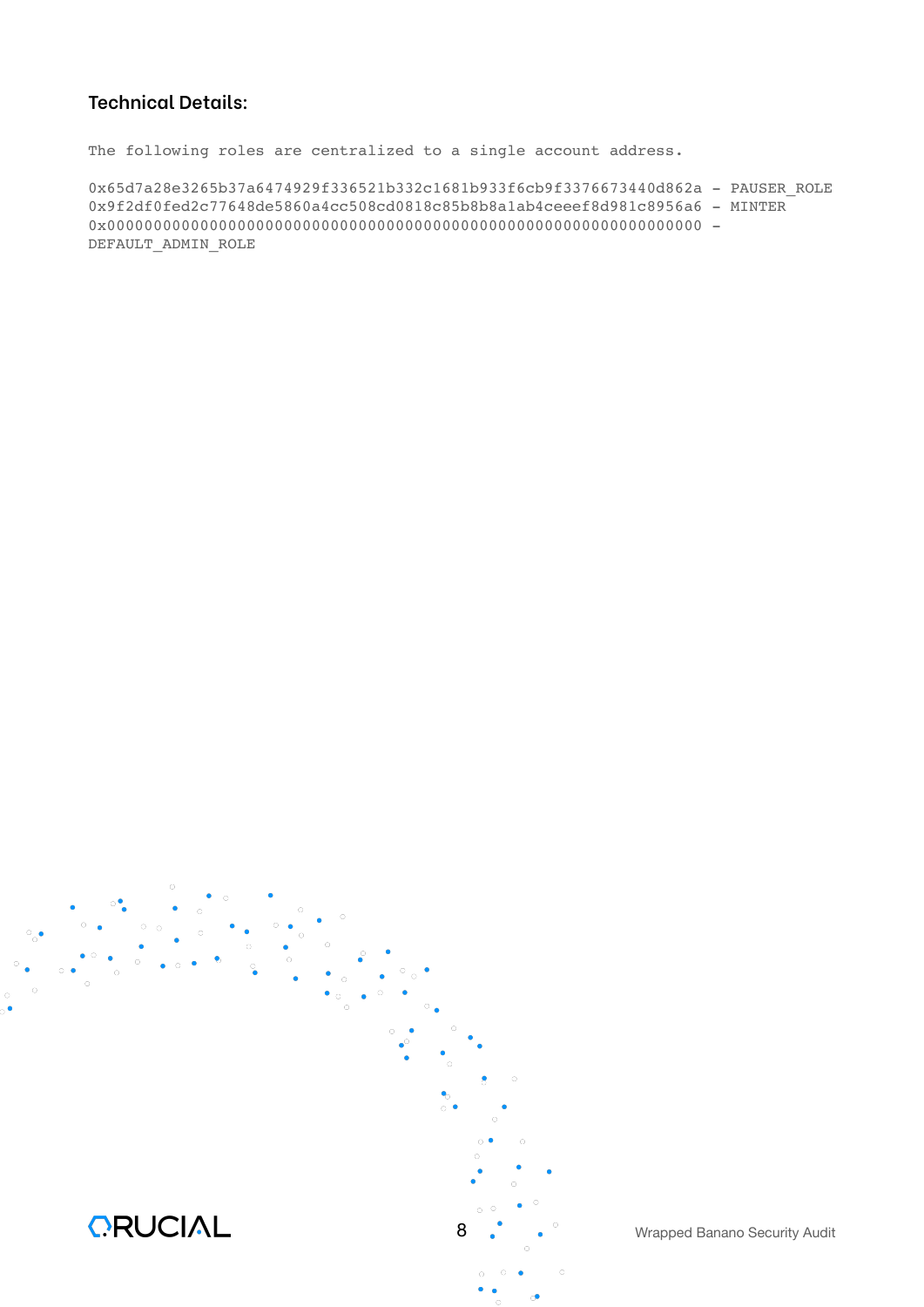#### Technical Details:

```
The following roles are centralized to a single account address.

0x65d7a28e3265b37a6474929f336521b332c1681b933f6cb9f3376673440d862a - PAUSER_ROLE
0x9f2df0fed2c77648de5860a4cc508cd0818c85b8b8a1ab4ceeef8d981c8956a6 - MINTER
0x0000000000000000000000000000000000000000000000000000000000000000 -
DEFAULT_ADMIN_ROLE
```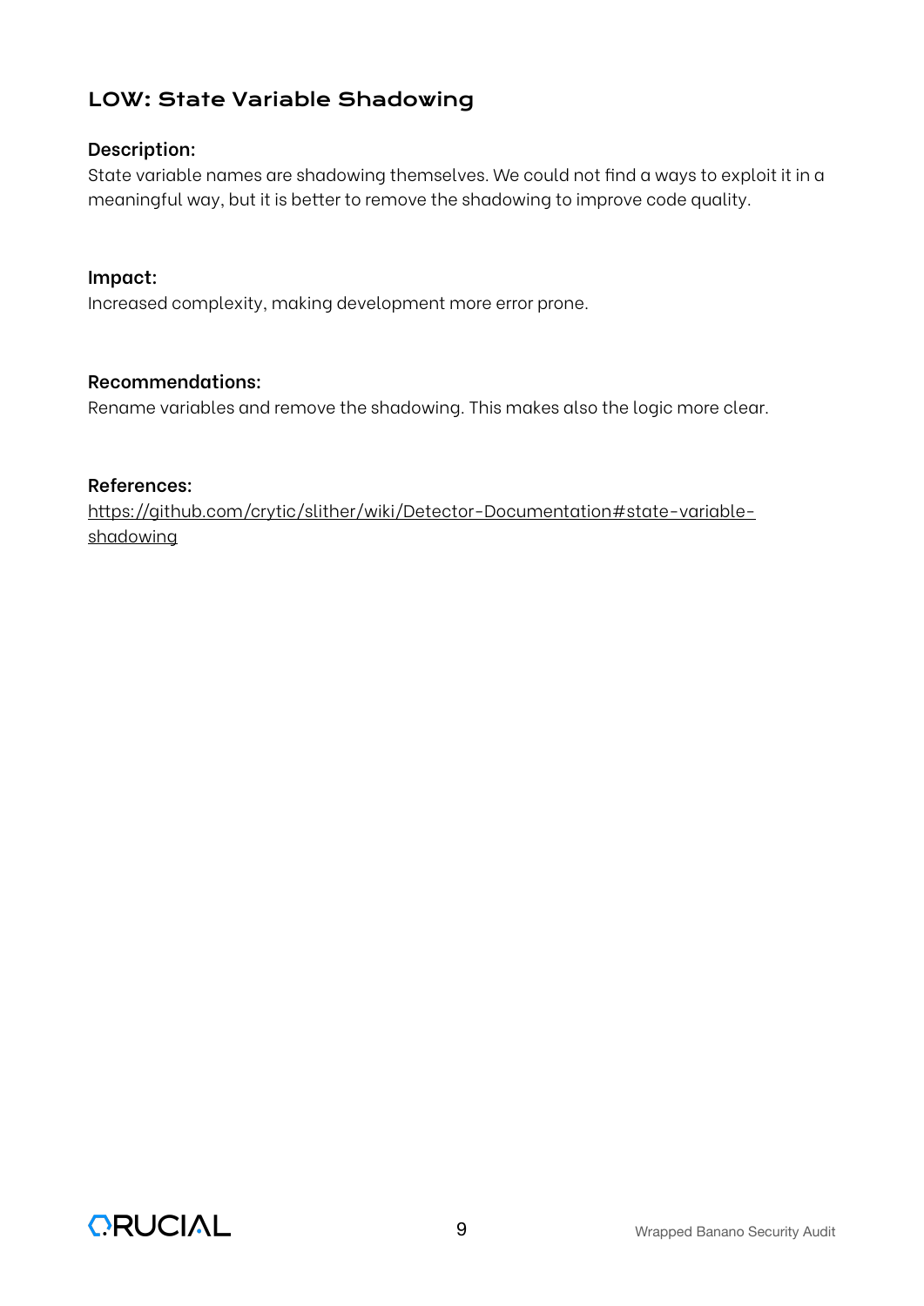## LOW: State Variable Shadowing

**Description:**

State variable names are shadowing themselves. We could not find a ways to exploit it in a meaningful way, but it is better to remove the shadowing to improve code quality.

**Impact:**

Increased complexity, making development more error prone.

**Recommendations:**

Rename variables and remove the shadowing. This makes also the logic more clear.

**References:**

https://github.com/crytic/slither/wiki/Detector-Documentation#state-variable-shadowing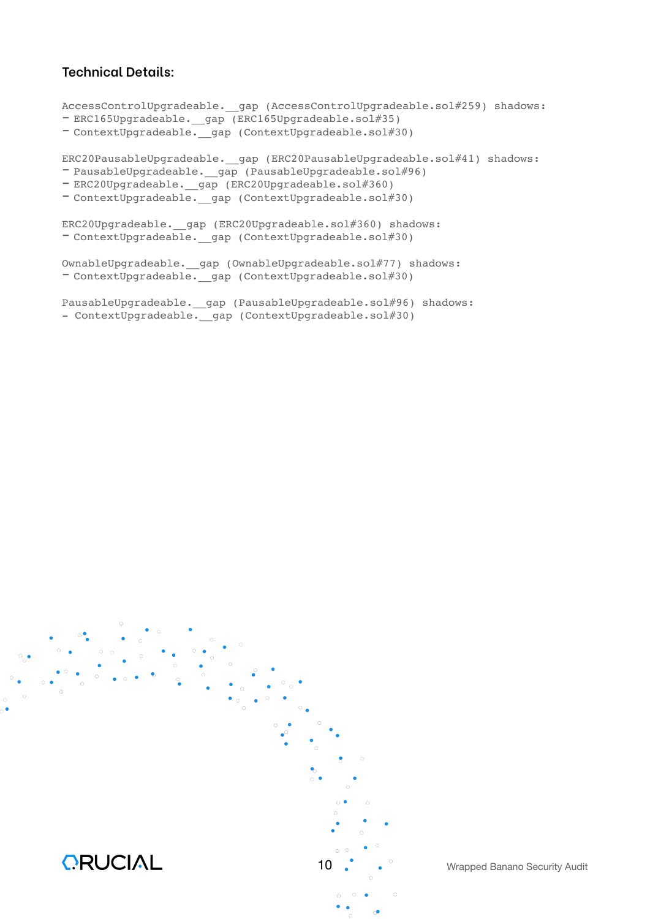### Technical Details:

```
AccessControlUpgradeable.__gap (AccessControlUpgradeable.sol#259) shadows:
- ERC165Upgradeable.__gap (ERC165Upgradeable.sol#35)
- ContextUpgradeable.__gap (ContextUpgradeable.sol#30)

ERC20PausableUpgradeable.__gap (ERC20PausableUpgradeable.sol#41) shadows:
- PausableUpgradeable.__gap (PausableUpgradeable.sol#96)
- ERC20Upgradeable.__gap (ERC20Upgradeable.sol#360)
- ContextUpgradeable.__gap (ContextUpgradeable.sol#30)

ERC20Upgradeable.__gap (ERC20Upgradeable.sol#360) shadows:
- ContextUpgradeable.__gap (ContextUpgradeable.sol#30)

OwnableUpgradeable.__gap (OwnableUpgradeable.sol#77) shadows:
- ContextUpgradeable.__gap (ContextUpgradeable.sol#30)

PausableUpgradeable.__gap (PausableUpgradeable.sol#96) shadows:
- ContextUpgradeable.__gap (ContextUpgradeable.sol#30)
```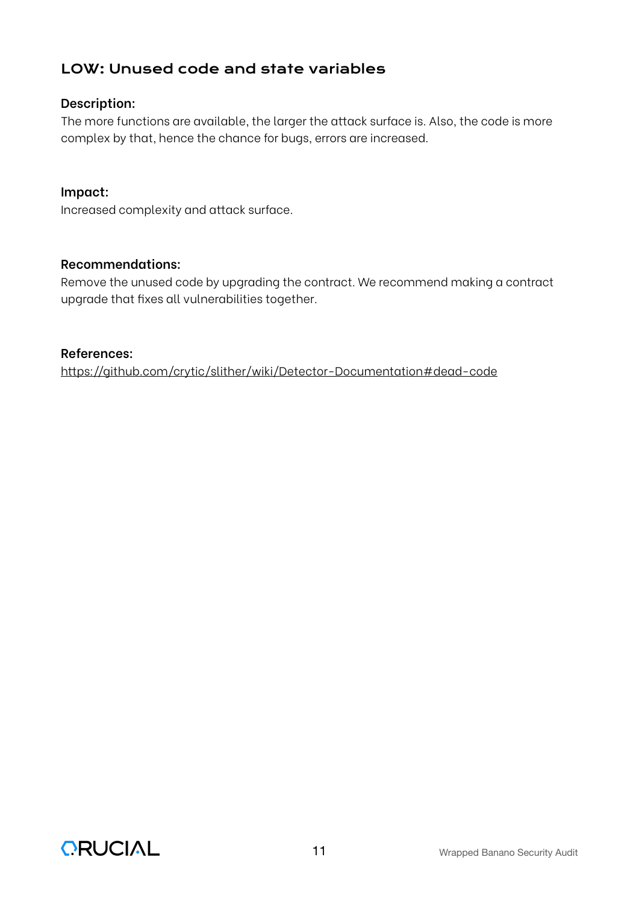## LOW: Unused code and state variables

**Description:**

The more functions are available, the larger the attack surface is. Also, the code is more complex by that, hence the chance for bugs, errors are increased.

**Impact:**

Increased complexity and attack surface.

**Recommendations:**

Remove the unused code by upgrading the contract. We recommend making a contract upgrade that fixes all vulnerabilities together.

**References:**

https://github.com/crytic/slither/wiki/Detector-Documentation#dead-code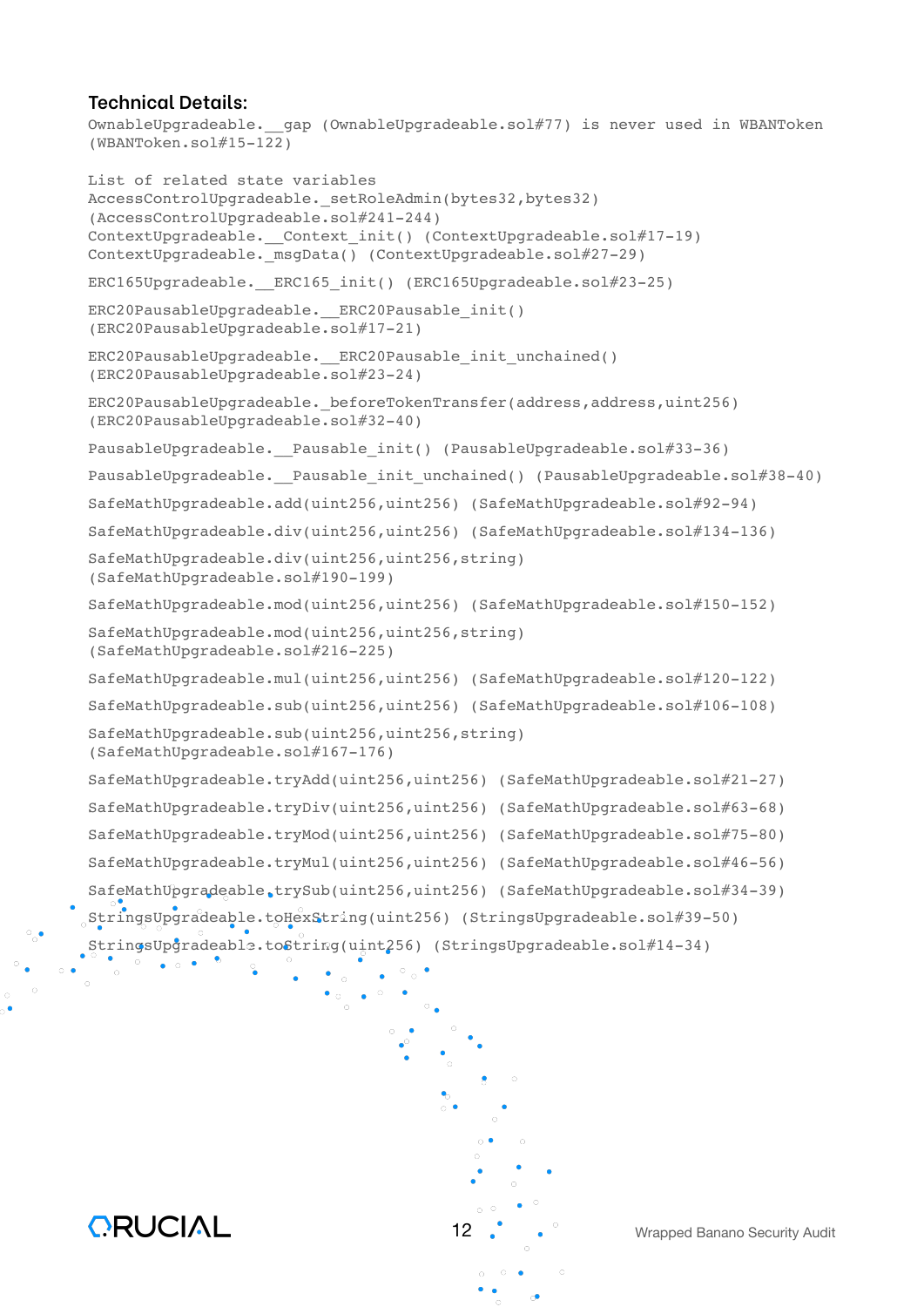**Technical Details:**

```
OwnableUpgradeable.__gap (OwnableUpgradeable.sol#77) is never used in WBANToken
(WBANToken.sol#15-122)

List of related state variables
AccessControlUpgradeable._setRoleAdmin(bytes32,bytes32)
(AccessControlUpgradeable.sol#241-244)
ContextUpgradeable.__Context_init() (ContextUpgradeable.sol#17-19)
ContextUpgradeable._msgData() (ContextUpgradeable.sol#27-29)

ERC165Upgradeable.__ERC165_init() (ERC165Upgradeable.sol#23-25)

ERC20PausableUpgradeable.__ERC20Pausable_init()
(ERC20PausableUpgradeable.sol#17-21)

ERC20PausableUpgradeable.__ERC20Pausable_init_unchained()
(ERC20PausableUpgradeable.sol#23-24)

ERC20PausableUpgradeable._beforeTokenTransfer(address,address,uint256)
(ERC20PausableUpgradeable.sol#32-40)

PausableUpgradeable.__Pausable_init() (PausableUpgradeable.sol#33-36)

PausableUpgradeable.__Pausable_init_unchained() (PausableUpgradeable.sol#38-40)

SafeMathUpgradeable.add(uint256,uint256) (SafeMathUpgradeable.sol#92-94)

SafeMathUpgradeable.div(uint256,uint256) (SafeMathUpgradeable.sol#134-136)

SafeMathUpgradeable.div(uint256,uint256,string)
(SafeMathUpgradeable.sol#190-199)

SafeMathUpgradeable.mod(uint256,uint256) (SafeMathUpgradeable.sol#150-152)

SafeMathUpgradeable.mod(uint256,uint256,string)
(SafeMathUpgradeable.sol#216-225)

SafeMathUpgradeable.mul(uint256,uint256) (SafeMathUpgradeable.sol#120-122)

SafeMathUpgradeable.sub(uint256,uint256) (SafeMathUpgradeable.sol#106-108)

SafeMathUpgradeable.sub(uint256,uint256,string)
(SafeMathUpgradeable.sol#167-176)

SafeMathUpgradeable.tryAdd(uint256,uint256) (SafeMathUpgradeable.sol#21-27)

SafeMathUpgradeable.tryDiv(uint256,uint256) (SafeMathUpgradeable.sol#63-68)

SafeMathUpgradeable.tryMod(uint256,uint256) (SafeMathUpgradeable.sol#75-80)

SafeMathUpgradeable.tryMul(uint256,uint256) (SafeMathUpgradeable.sol#46-56)

SafeMathUpgradeable.trySub(uint256,uint256) (SafeMathUpgradeable.sol#34-39)

StringsUpgradeable.toHexString(uint256) (StringsUpgradeable.sol#39-50)

StringsUpgradeable.toString(uint256) (StringsUpgradeable.sol#14-34)
```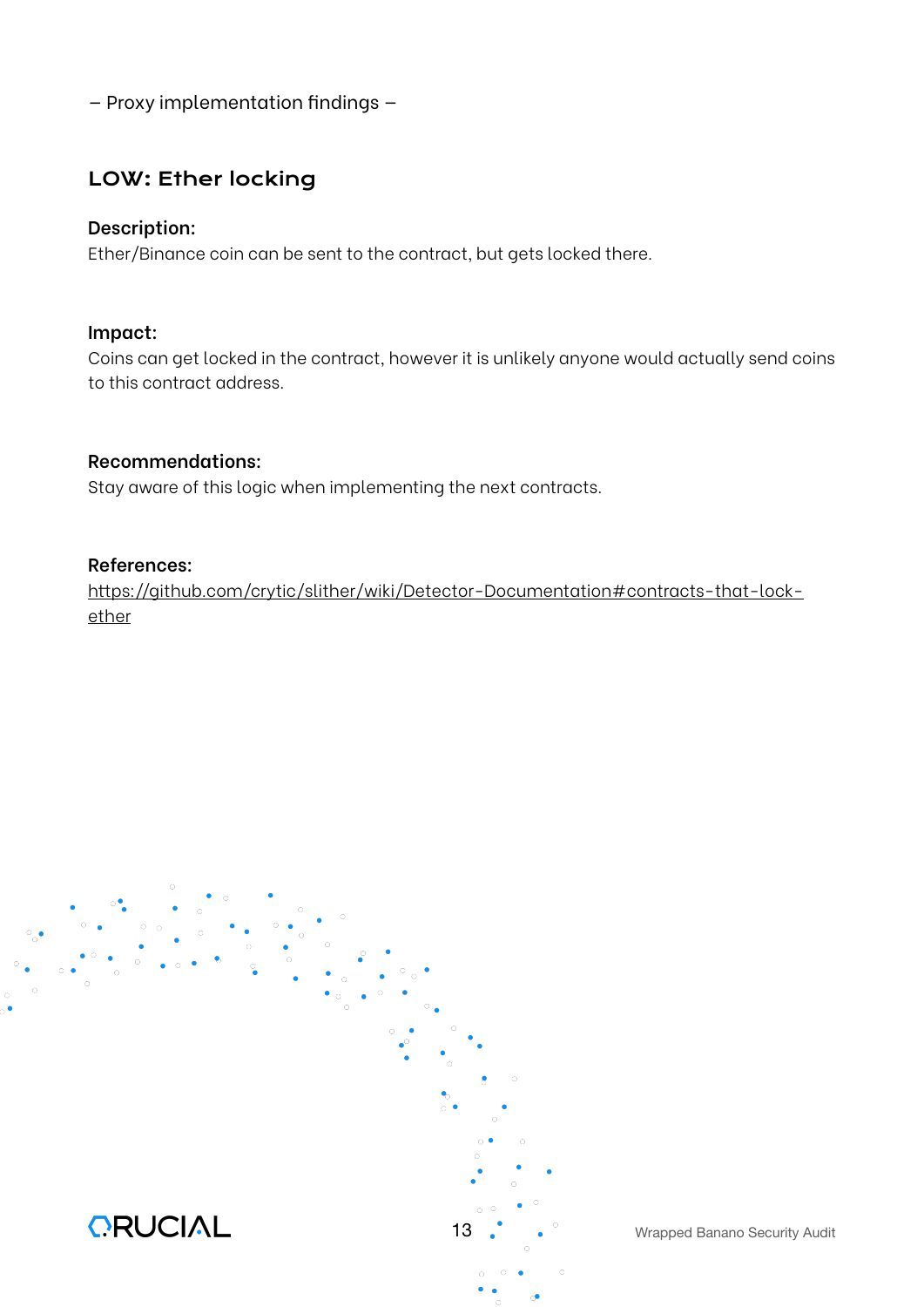– Proxy implementation findings –

## LOW: Ether locking

**Description:**
Ether/Binance coin can be sent to the contract, but gets locked there.

**Impact:**
Coins can get locked in the contract, however it is unlikely anyone would actually send coins to this contract address.

**Recommendations:**
Stay aware of this logic when implementing the next contracts.

**References:**
[https://github.com/crytic/slither/wiki/Detector-Documentation#contracts-that-lock-ether](https://github.com/crytic/slither/wiki/Detector-Documentation#contracts-that-lock-ether)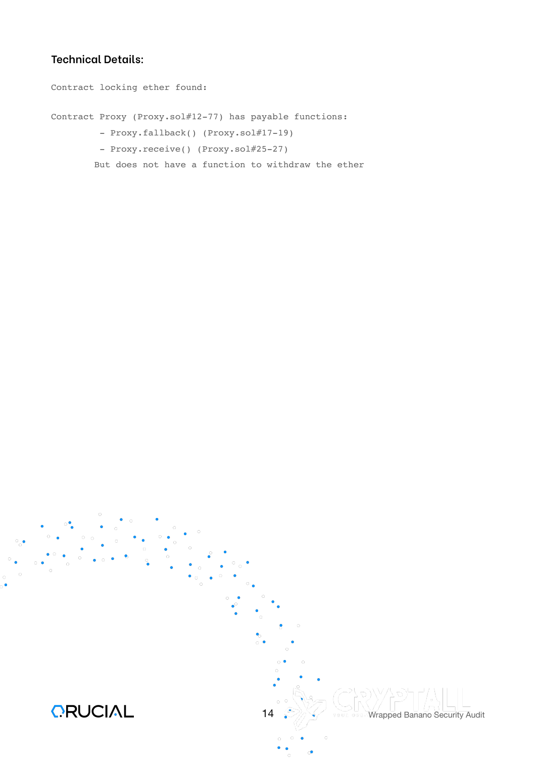### Technical Details:

```
Contract locking ether found:

Contract Proxy (Proxy.sol#12-77) has payable functions:
         - Proxy.fallback() (Proxy.sol#17-19)
         - Proxy.receive() (Proxy.sol#25-27)
        But does not have a function to withdraw the ether
```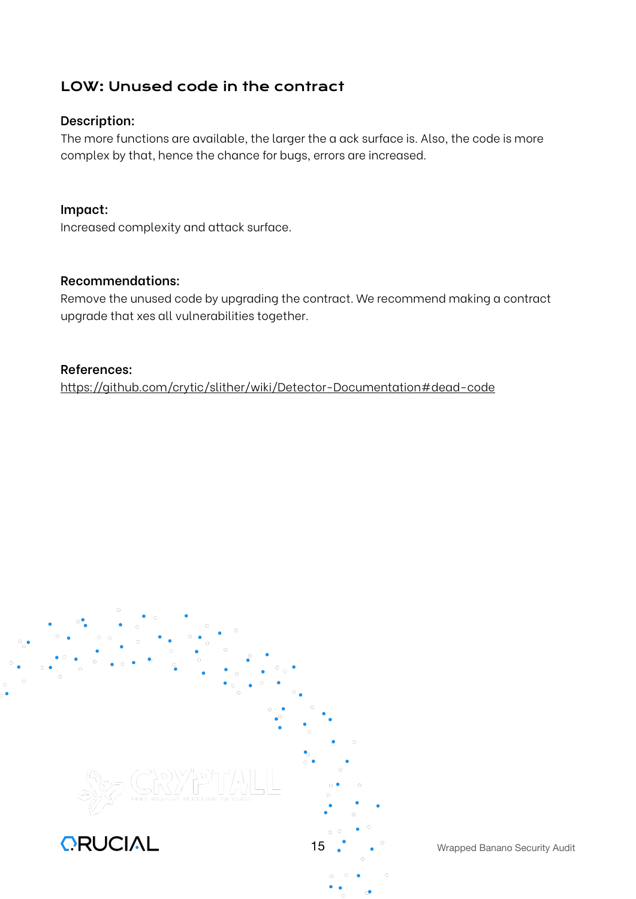## LOW: Unused code in the contract

**Description:**
The more functions are available, the larger the a ack surface is. Also, the code is more complex by that, hence the chance for bugs, errors are increased.

**Impact:**
Increased complexity and attack surface.

**Recommendations:**
Remove the unused code by upgrading the contract. We recommend making a contract upgrade that xes all vulnerabilities together.

**References:**
https://github.com/crytic/slither/wiki/Detector-Documentation#dead-code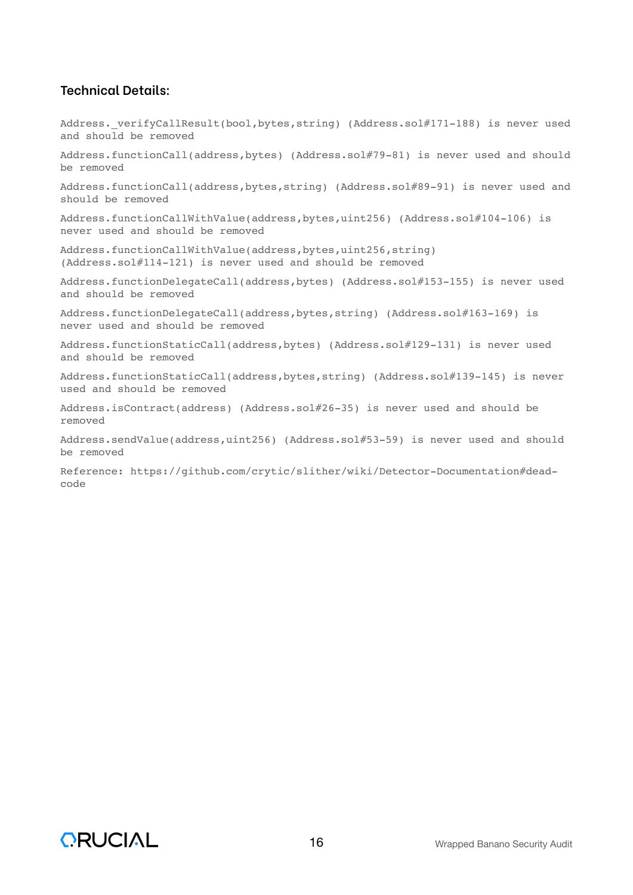### Technical Details:

```
Address._verifyCallResult(bool,bytes,string) (Address.sol#171-188) is never used
and should be removed

Address.functionCall(address,bytes) (Address.sol#79-81) is never used and should
be removed

Address.functionCall(address,bytes,string) (Address.sol#89-91) is never used and
should be removed

Address.functionCallWithValue(address,bytes,uint256) (Address.sol#104-106) is
never used and should be removed

Address.functionCallWithValue(address,bytes,uint256,string)
(Address.sol#114-121) is never used and should be removed

Address.functionDelegateCall(address,bytes) (Address.sol#153-155) is never used
and should be removed

Address.functionDelegateCall(address,bytes,string) (Address.sol#163-169) is
never used and should be removed

Address.functionStaticCall(address,bytes) (Address.sol#129-131) is never used
and should be removed

Address.functionStaticCall(address,bytes,string) (Address.sol#139-145) is never
used and should be removed

Address.isContract(address) (Address.sol#26-35) is never used and should be
removed

Address.sendValue(address,uint256) (Address.sol#53-59) is never used and should
be removed

Reference: https://github.com/crytic/slither/wiki/Detector-Documentation#dead-
code
```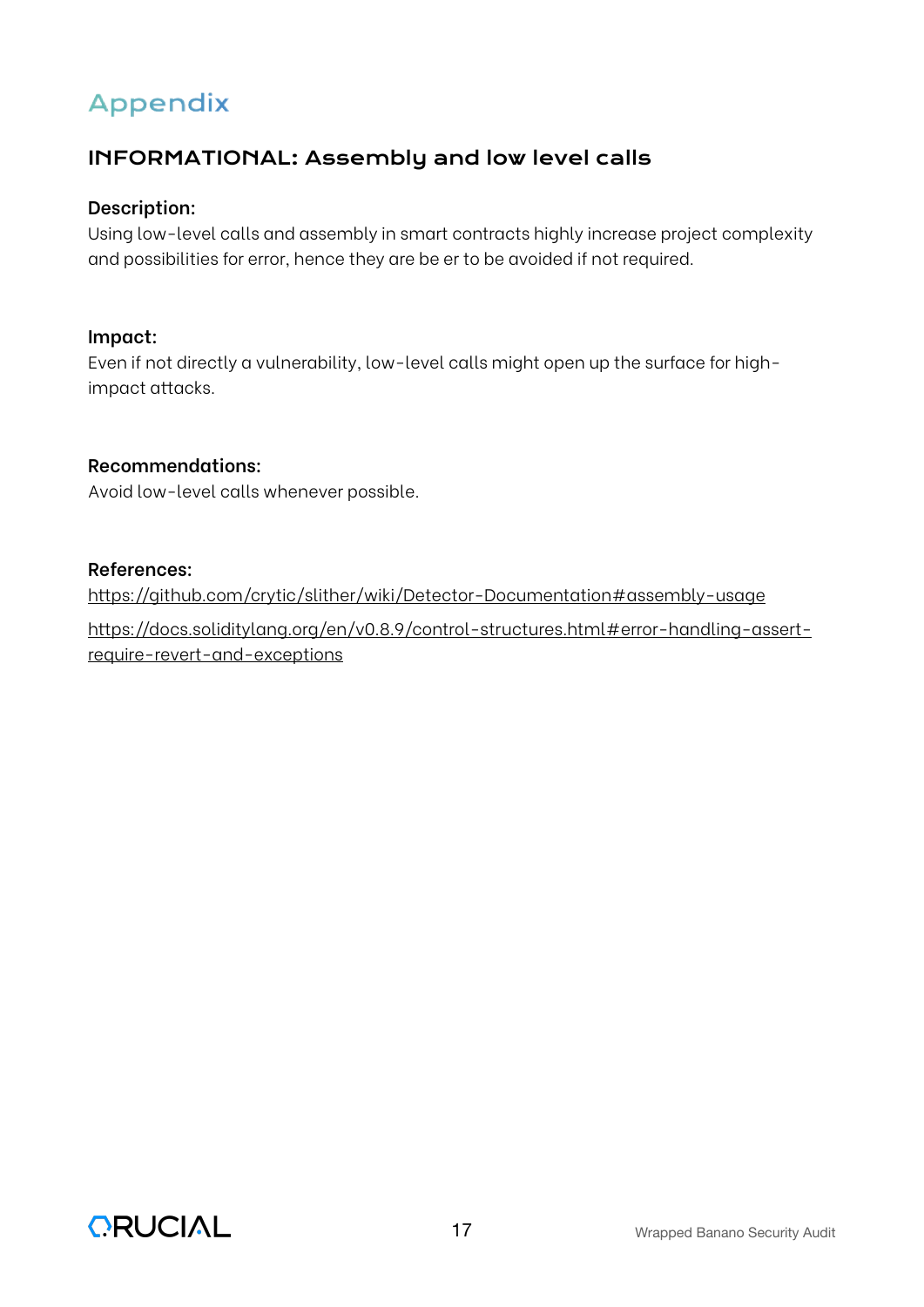# Appendix

## INFORMATIONAL: Assembly and low level calls

**Description:**
Using low-level calls and assembly in smart contracts highly increase project complexity and possibilities for error, hence they are be er to be avoided if not required.

**Impact:**
Even if not directly a vulnerability, low-level calls might open up the surface for high-impact attacks.

**Recommendations:**
Avoid low-level calls whenever possible.

**References:**
https://github.com/crytic/slither/wiki/Detector-Documentation#assembly-usage

https://docs.soliditylang.org/en/v0.8.9/control-structures.html#error-handling-assert-require-revert-and-exceptions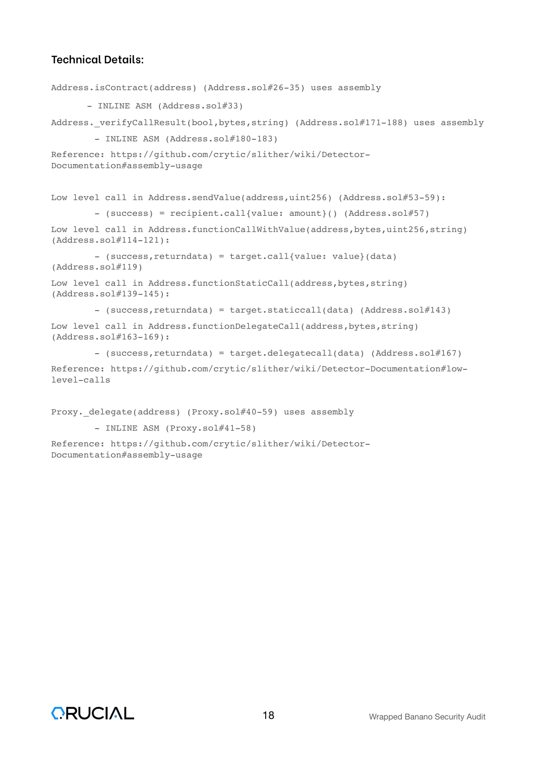### Technical Details:

```
Address.isContract(address) (Address.sol#26-35) uses assembly
	- INLINE ASM (Address.sol#33)
Address._verifyCallResult(bool,bytes,string) (Address.sol#171-188) uses assembly
	- INLINE ASM (Address.sol#180-183)
Reference: https://github.com/crytic/slither/wiki/Detector-Documentation#assembly-usage
```

```
Low level call in Address.sendValue(address,uint256) (Address.sol#53-59):
	- (success) = recipient.call{value: amount}() (Address.sol#57)
Low level call in Address.functionCallWithValue(address,bytes,uint256,string) (Address.sol#114-121):
	- (success,returndata) = target.call{value: value}(data) (Address.sol#119)
Low level call in Address.functionStaticCall(address,bytes,string) (Address.sol#139-145):
	- (success,returndata) = target.staticcall(data) (Address.sol#143)
Low level call in Address.functionDelegateCall(address,bytes,string) (Address.sol#163-169):
	- (success,returndata) = target.delegatecall(data) (Address.sol#167)
Reference: https://github.com/crytic/slither/wiki/Detector-Documentation#low-level-calls
```

```
Proxy._delegate(address) (Proxy.sol#40-59) uses assembly
	- INLINE ASM (Proxy.sol#41-58)
Reference: https://github.com/crytic/slither/wiki/Detector-Documentation#assembly-usage
```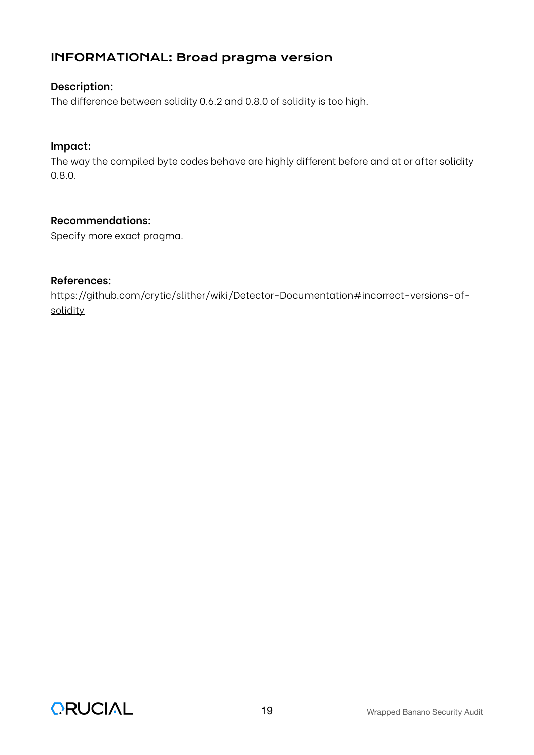## INFORMATIONAL: Broad pragma version

**Description:**

The difference between solidity 0.6.2 and 0.8.0 of solidity is too high.

**Impact:**

The way the compiled byte codes behave are highly different before and at or after solidity 0.8.0.

**Recommendations:**

Specify more exact pragma.

**References:**

https://github.com/crytic/slither/wiki/Detector-Documentation#incorrect-versions-of-solidity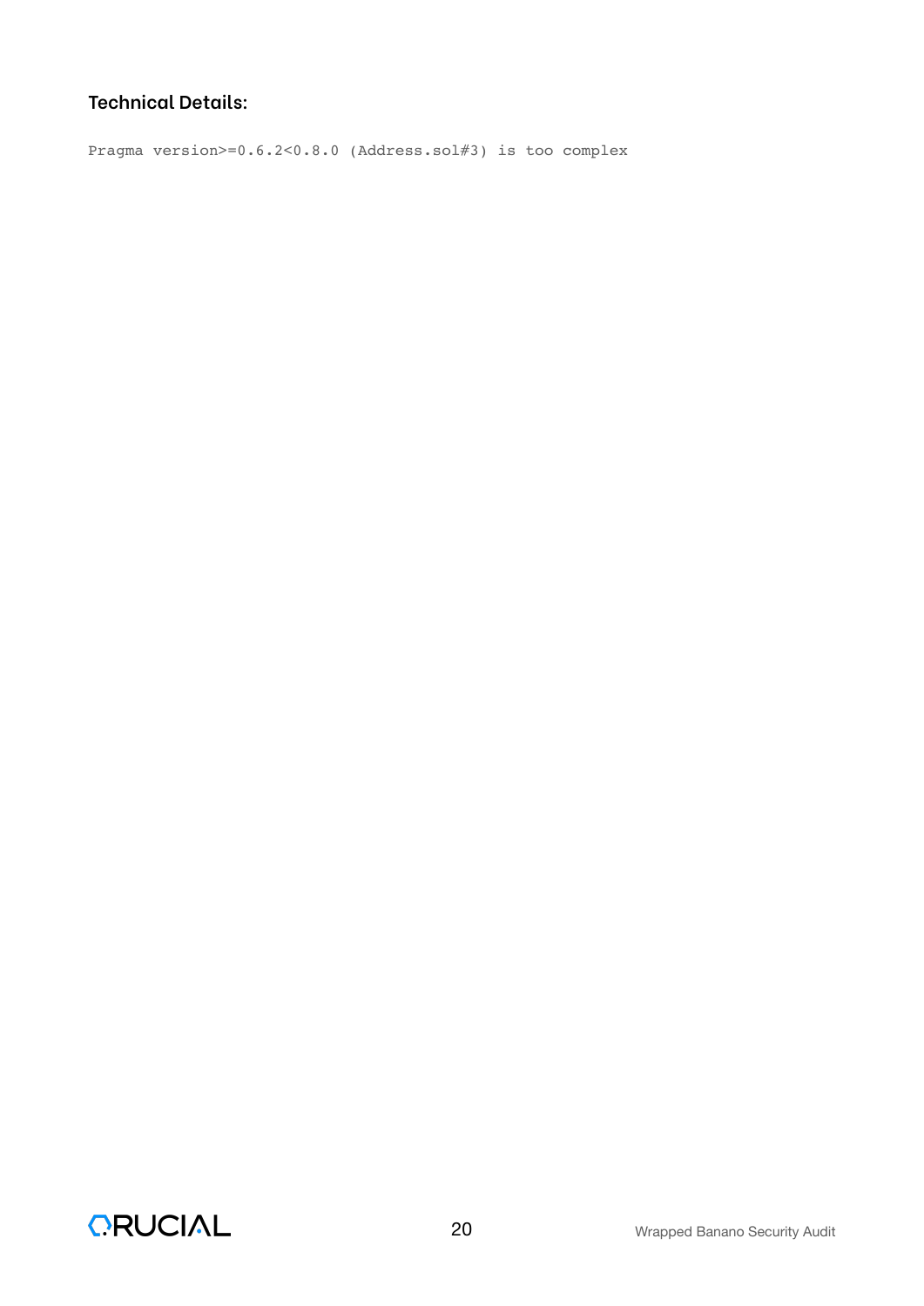### Technical Details:

```
Pragma version>=0.6.2<0.8.0 (Address.sol#3) is too complex
```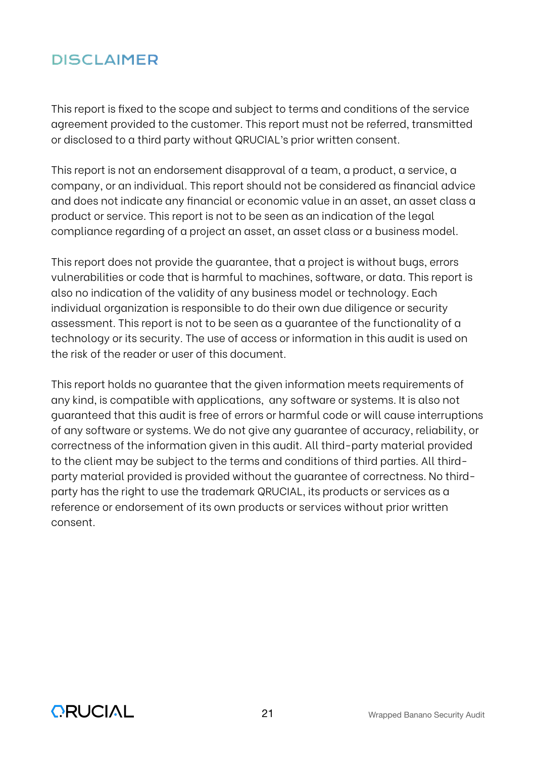# DISCLAIMER

This report is fixed to the scope and subject to terms and conditions of the service agreement provided to the customer. This report must not be referred, transmitted or disclosed to a third party without QRUCIAL's prior written consent.

This report is not an endorsement disapproval of a team, a product, a service, a company, or an individual. This report should not be considered as financial advice and does not indicate any financial or economic value in an asset, an asset class a product or service. This report is not to be seen as an indication of the legal compliance regarding of a project an asset, an asset class or a business model.

This report does not provide the guarantee, that a project is without bugs, errors vulnerabilities or code that is harmful to machines, software, or data. This report is also no indication of the validity of any business model or technology. Each individual organization is responsible to do their own due diligence or security assessment. This report is not to be seen as a guarantee of the functionality of a technology or its security. The use of access or information in this audit is used on the risk of the reader or user of this document.

This report holds no guarantee that the given information meets requirements of any kind, is compatible with applications, any software or systems. It is also not guaranteed that this audit is free of errors or harmful code or will cause interruptions of any software or systems. We do not give any guarantee of accuracy, reliability, or correctness of the information given in this audit. All third-party material provided to the client may be subject to the terms and conditions of third parties. All third-party material provided is provided without the guarantee of correctness. No third-party has the right to use the trademark QRUCIAL, its products or services as a reference or endorsement of its own products or services without prior written consent.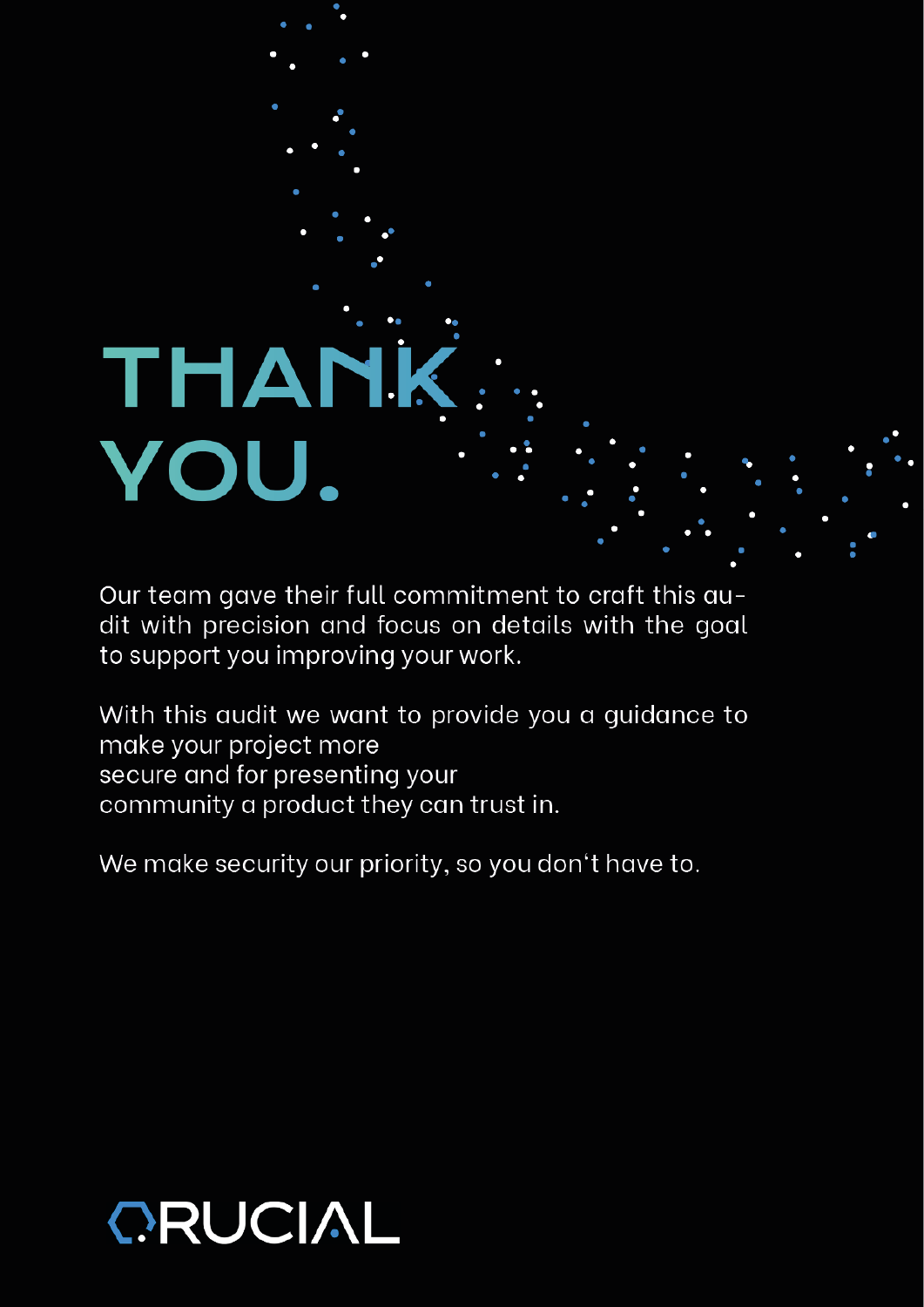# THANK YOU.

Our team gave their full commitment to craft this audit with precision and focus on details with the goal to support you improving your work.

With this audit we want to provide you a guidance to make your project more secure and for presenting your community a product they can trust in.

We make security our priority, so you don't have to.

CRUCIAL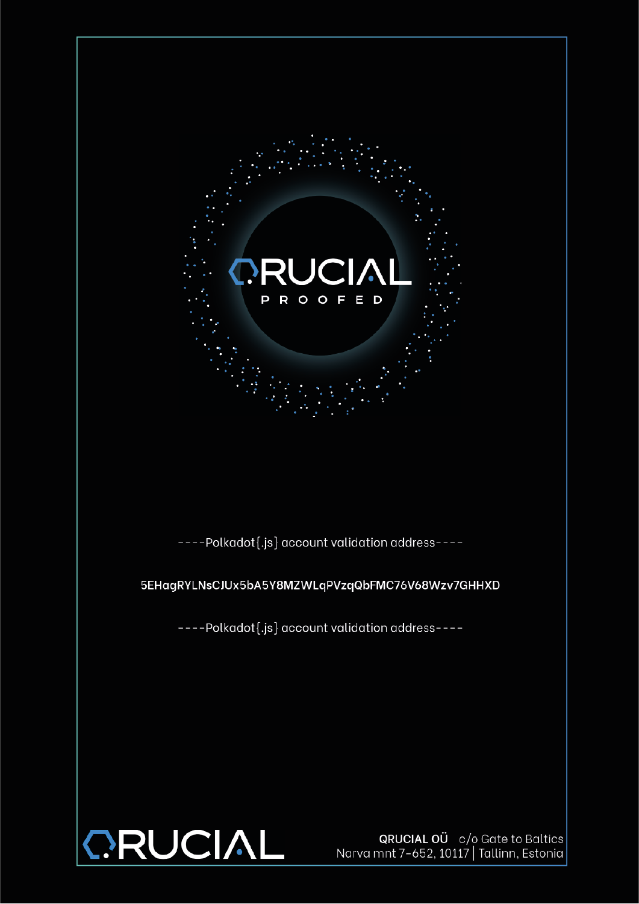QRUCIAL

PROOFED

----Polkadot{.js} account validation address----

5EHagRYLNsCJUx5bA5Y8MZWLqPVzqQbFMC76V68Wzv7GHHXD

----Polkadot{.js} account validation address----

QRUCIAL

**QRUCIAL OÜ** c/o Gate to Baltics
Narva mnt 7-652, 10117 | Tallinn, Estonia